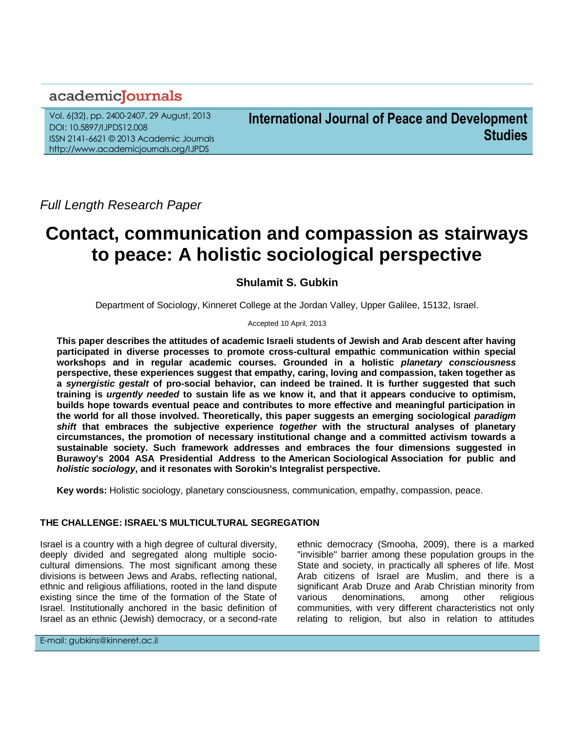Full Length Research Paper

# Contact, communication and compassion as stairways to peace: A holistic sociological perspective

**Shulamit S. Gubkin**

Department of Sociology, Kinneret College at the Jordan Valley, Upper Galilee, 15132, Israel.

Accepted 10 April, 2013

**This paper describes the attitudes of academic Israeli students of Jewish and Arab descent after having participated in diverse processes to promote cross-cultural empathic communication within special workshops and in regular academic courses. Grounded in a holistic *planetary consciousness* perspective, these experiences suggest that empathy, caring, loving and compassion, taken together as a *synergistic gestalt* of pro-social behavior, can indeed be trained. It is further suggested that such training is *urgently needed* to sustain life as we know it, and that it appears conducive to optimism, builds hope towards eventual peace and contributes to more effective and meaningful participation in the world for all those involved. Theoretically, this paper suggests an emerging sociological *paradigm shift* that embraces the subjective experience *together* with the structural analyses of planetary circumstances, the promotion of necessary institutional change and a committed activism towards a sustainable society. Such framework addresses and embraces the four dimensions suggested in Burawoy's 2004 ASA Presidential Address to the American Sociological Association for public and *holistic sociology*, and it resonates with Sorokin's Integralist perspective.**

**Key words:** Holistic sociology, planetary consciousness, communication, empathy, compassion, peace.

## THE CHALLENGE: ISRAEL'S MULTICULTURAL SEGREGATION

Israel is a country with a high degree of cultural diversity, deeply divided and segregated along multiple socio-cultural dimensions. The most significant among these divisions is between Jews and Arabs, reflecting national, ethnic and religious affiliations, rooted in the land dispute existing since the time of the formation of the State of Israel. Institutionally anchored in the basic definition of Israel as an ethnic (Jewish) democracy, or a second-rate ethnic democracy (Smooha, 2009), there is a marked "invisible" barrier among these population groups in the State and society, in practically all spheres of life. Most Arab citizens of Israel are Muslim, and there is a significant Arab Druze and Arab Christian minority from various denominations, among other religious communities, with very different characteristics not only relating to religion, but also in relation to attitudes

E-mail: gubkins@kinneret.ac.il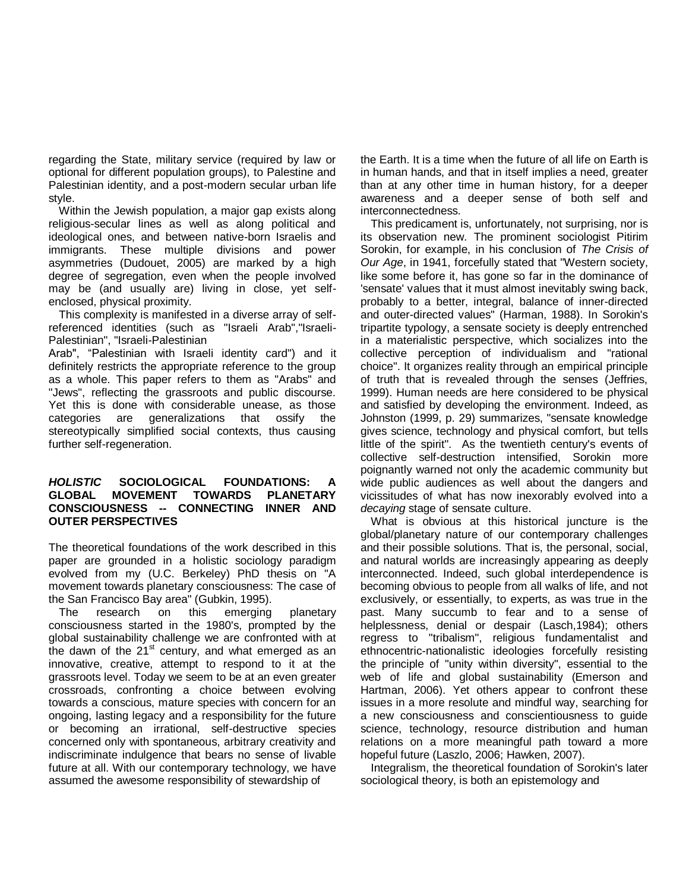regarding the State, military service (required by law or optional for different population groups), to Palestine and Palestinian identity, and a post-modern secular urban life style.

Within the Jewish population, a major gap exists along religious-secular lines as well as along political and ideological ones, and between native-born Israelis and immigrants. These multiple divisions and power asymmetries (Dudouet, 2005) are marked by a high degree of segregation, even when the people involved may be (and usually are) living in close, yet self-enclosed, physical proximity.

This complexity is manifested in a diverse array of self-referenced identities (such as "Israeli Arab","Israeli-Palestinian", "Israeli-Palestinian Arab", "Palestinian with Israeli identity card") and it definitely restricts the appropriate reference to the group as a whole. This paper refers to them as "Arabs" and "Jews", reflecting the grassroots and public discourse. Yet this is done with considerable unease, as those categories are generalizations that ossify the stereotypically simplified social contexts, thus causing further self-regeneration.

## ***HOLISTIC*** **SOCIOLOGICAL FOUNDATIONS: A GLOBAL MOVEMENT TOWARDS PLANETARY CONSCIOUSNESS -- CONNECTING INNER AND OUTER PERSPECTIVES**

The theoretical foundations of the work described in this paper are grounded in a holistic sociology paradigm evolved from my (U.C. Berkeley) PhD thesis on "A movement towards planetary consciousness: The case of the San Francisco Bay area" (Gubkin, 1995).

The research on this emerging planetary consciousness started in the 1980's, prompted by the global sustainability challenge we are confronted with at the dawn of the 21st century, and what emerged as an innovative, creative, attempt to respond to it at the grassroots level. Today we seem to be at an even greater crossroads, confronting a choice between evolving towards a conscious, mature species with concern for an ongoing, lasting legacy and a responsibility for the future or becoming an irrational, self-destructive species concerned only with spontaneous, arbitrary creativity and indiscriminate indulgence that bears no sense of livable future at all. With our contemporary technology, we have assumed the awesome responsibility of stewardship of the Earth. It is a time when the future of all life on Earth is in human hands, and that in itself implies a need, greater than at any other time in human history, for a deeper awareness and a deeper sense of both self and interconnectedness.

This predicament is, unfortunately, not surprising, nor is its observation new. The prominent sociologist Pitirim Sorokin, for example, in his conclusion of *The Crisis of Our Age*, in 1941, forcefully stated that "Western society, like some before it, has gone so far in the dominance of 'sensate' values that it must almost inevitably swing back, probably to a better, integral, balance of inner-directed and outer-directed values" (Harman, 1988). In Sorokin's tripartite typology, a sensate society is deeply entrenched in a materialistic perspective, which socializes into the collective perception of individualism and "rational choice". It organizes reality through an empirical principle of truth that is revealed through the senses (Jeffries, 1999). Human needs are here considered to be physical and satisfied by developing the environment. Indeed, as Johnston (1999, p. 29) summarizes, "sensate knowledge gives science, technology and physical comfort, but tells little of the spirit". As the twentieth century's events of collective self-destruction intensified, Sorokin more poignantly warned not only the academic community but wide public audiences as well about the dangers and vicissitudes of what has now inexorably evolved into a *decaying* stage of sensate culture.

What is obvious at this historical juncture is the global/planetary nature of our contemporary challenges and their possible solutions. That is, the personal, social, and natural worlds are increasingly appearing as deeply interconnected. Indeed, such global interdependence is becoming obvious to people from all walks of life, and not exclusively, or essentially, to experts, as was true in the past. Many succumb to fear and to a sense of helplessness, denial or despair (Lasch,1984); others regress to "tribalism", religious fundamentalist and ethnocentric-nationalistic ideologies forcefully resisting the principle of "unity within diversity", essential to the web of life and global sustainability (Emerson and Hartman, 2006). Yet others appear to confront these issues in a more resolute and mindful way, searching for a new consciousness and conscientiousness to guide science, technology, resource distribution and human relations on a more meaningful path toward a more hopeful future (Laszlo, 2006; Hawken, 2007).

Integralism, the theoretical foundation of Sorokin's later sociological theory, is both an epistemology and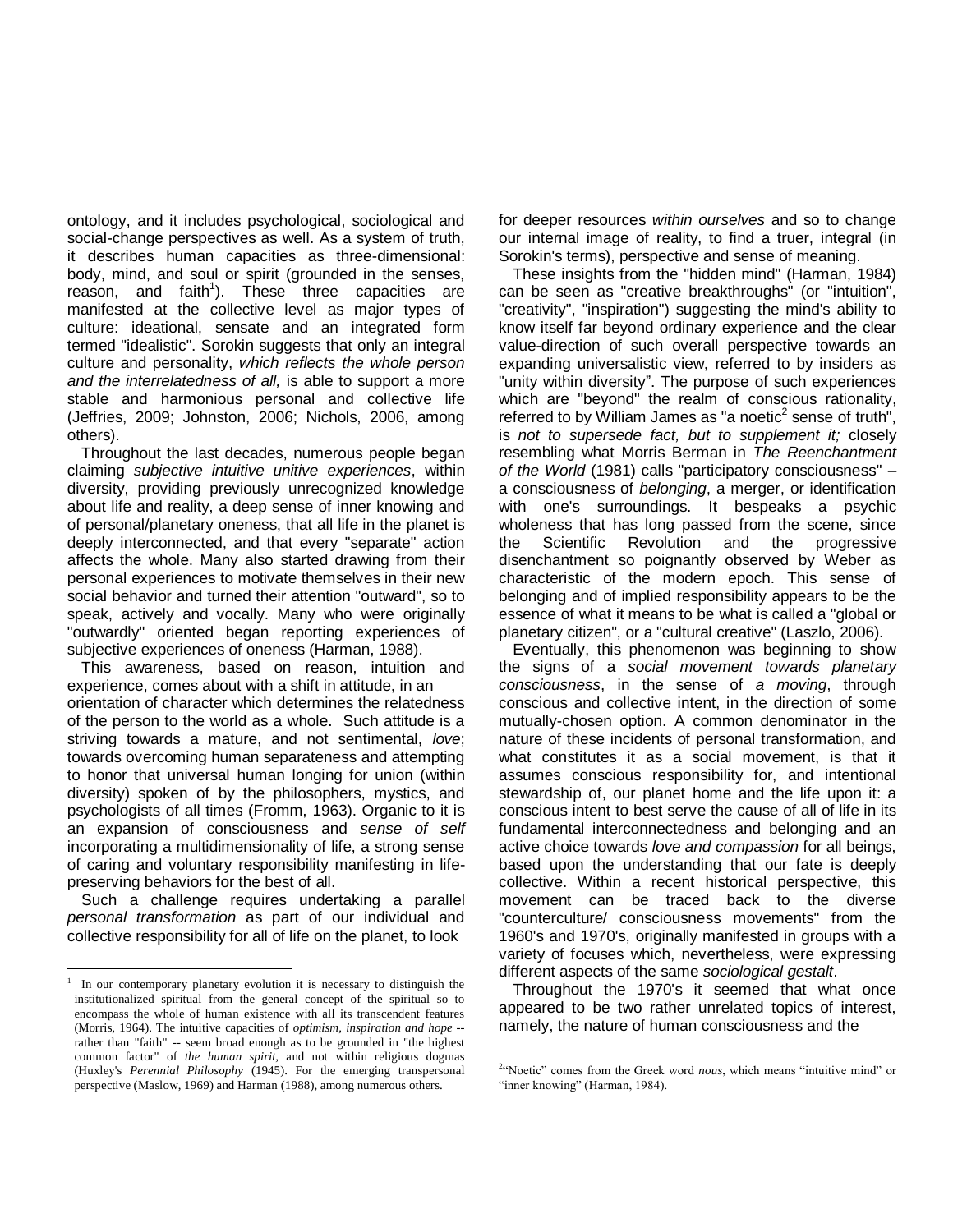ontology, and it includes psychological, sociological and social-change perspectives as well. As a system of truth, it describes human capacities as three-dimensional: body, mind, and soul or spirit (grounded in the senses, reason, and faith[1]). These three capacities are manifested at the collective level as major types of culture: ideational, sensate and an integrated form termed "idealistic". Sorokin suggests that only an integral culture and personality, *which reflects the whole person and the interrelatedness of all,* is able to support a more stable and harmonious personal and collective life (Jeffries, 2009; Johnston, 2006; Nichols, 2006, among others).

Throughout the last decades, numerous people began claiming *subjective intuitive unitive experiences*, within diversity, providing previously unrecognized knowledge about life and reality, a deep sense of inner knowing and of personal/planetary oneness, that all life in the planet is deeply interconnected, and that every "separate" action affects the whole. Many also started drawing from their personal experiences to motivate themselves in their new social behavior and turned their attention "outward", so to speak, actively and vocally. Many who were originally "outwardly" oriented began reporting experiences of subjective experiences of oneness (Harman, 1988).

This awareness, based on reason, intuition and experience, comes about with a shift in attitude, in an orientation of character which determines the relatedness of the person to the world as a whole. Such attitude is a striving towards a mature, and not sentimental, *love*; towards overcoming human separateness and attempting to honor that universal human longing for union (within diversity) spoken of by the philosophers, mystics, and psychologists of all times (Fromm, 1963). Organic to it is an expansion of consciousness and *sense of self* incorporating a multidimensionality of life, a strong sense of caring and voluntary responsibility manifesting in life-preserving behaviors for the best of all.

Such a challenge requires undertaking a parallel *personal transformation* as part of our individual and collective responsibility for all of life on the planet, to look for deeper resources *within ourselves* and so to change our internal image of reality, to find a truer, integral (in Sorokin's terms), perspective and sense of meaning.

These insights from the "hidden mind" (Harman, 1984) can be seen as "creative breakthroughs" (or "intuition", "creativity", "inspiration") suggesting the mind's ability to know itself far beyond ordinary experience and the clear value-direction of such overall perspective towards an expanding universalistic view, referred to by insiders as "unity within diversity". The purpose of such experiences which are "beyond" the realm of conscious rationality, referred to by William James as "a noetic[2] sense of truth", is *not to supersede fact, but to supplement it;* closely resembling what Morris Berman in *The Reenchantment of the World* (1981) calls "participatory consciousness" – a consciousness of *belonging*, a merger, or identification with one's surroundings. It bespeaks a psychic wholeness that has long passed from the scene, since the Scientific Revolution and the progressive disenchantment so poignantly observed by Weber as characteristic of the modern epoch. This sense of belonging and of implied responsibility appears to be the essence of what it means to be what is called a "global or planetary citizen", or a "cultural creative" (Laszlo, 2006).

Eventually, this phenomenon was beginning to show the signs of a *social movement towards planetary consciousness*, in the sense of *a moving*, through conscious and collective intent, in the direction of some mutually-chosen option. A common denominator in the nature of these incidents of personal transformation, and what constitutes it as a social movement, is that it assumes conscious responsibility for, and intentional stewardship of, our planet home and the life upon it: a conscious intent to best serve the cause of all of life in its fundamental interconnectedness and belonging and an active choice towards *love and compassion* for all beings, based upon the understanding that our fate is deeply collective. Within a recent historical perspective, this movement can be traced back to the diverse "counterculture/ consciousness movements" from the 1960's and 1970's, originally manifested in groups with a variety of focuses which, nevertheless, were expressing different aspects of the same *sociological gestalt*.

Throughout the 1970's it seemed that what once appeared to be two rather unrelated topics of interest, namely, the nature of human consciousness and the

---

[1] In our contemporary planetary evolution it is necessary to distinguish the institutionalized spiritual from the general concept of the spiritual so to encompass the whole of human existence with all its transcendent features (Morris, 1964). The intuitive capacities of *optimism, inspiration and hope* -- rather than "faith" -- seem broad enough as to be grounded in "the highest common factor" of *the human spirit,* and not within religious dogmas (Huxley's *Perennial Philosophy* (1945). For the emerging transpersonal perspective (Maslow, 1969) and Harman (1988), among numerous others.

[2] "Noetic" comes from the Greek word *nous*, which means "intuitive mind" or "inner knowing" (Harman, 1984).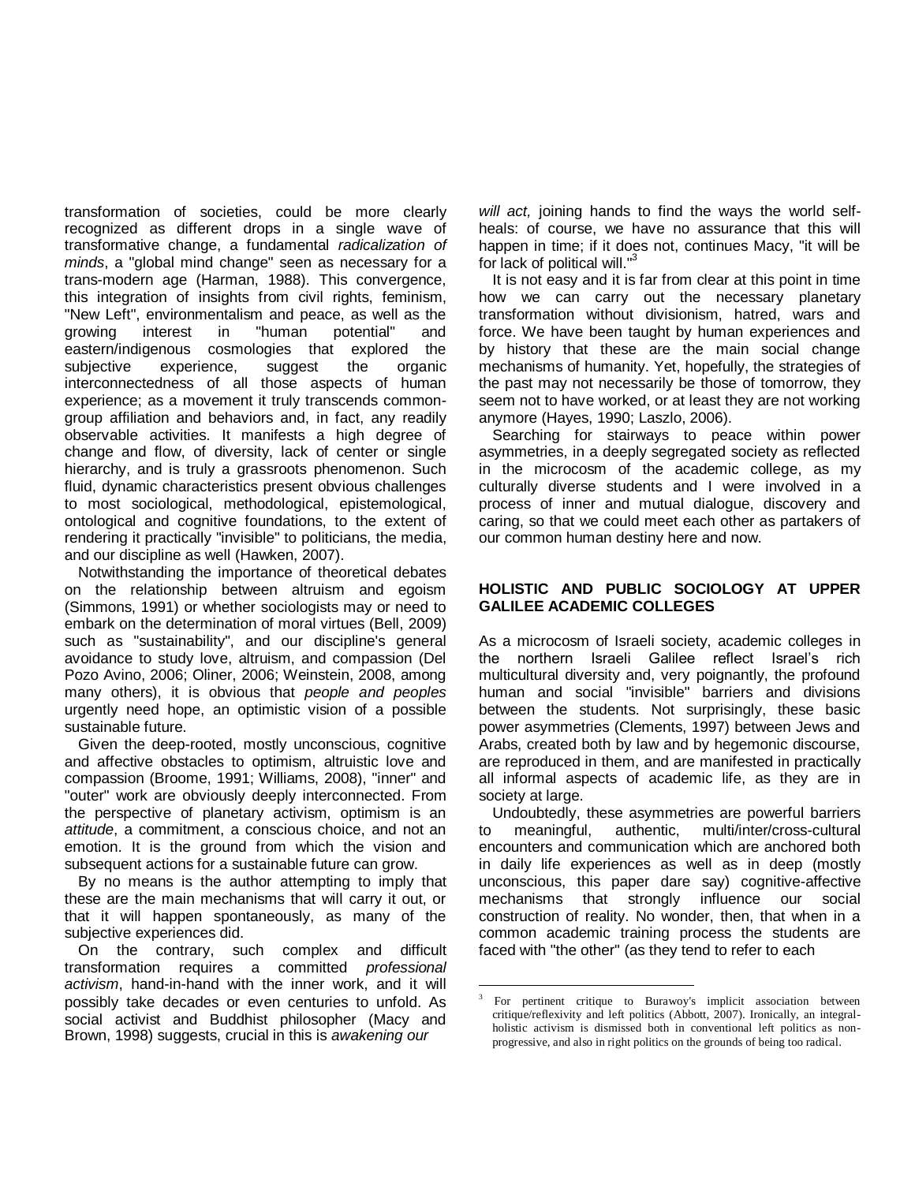transformation of societies, could be more clearly recognized as different drops in a single wave of transformative change, a fundamental *radicalization of minds*, a "global mind change" seen as necessary for a trans-modern age (Harman, 1988). This convergence, this integration of insights from civil rights, feminism, "New Left", environmentalism and peace, as well as the growing interest in "human potential" and eastern/indigenous cosmologies that explored the subjective experience, suggest the organic interconnectedness of all those aspects of human experience; as a movement it truly transcends common-group affiliation and behaviors and, in fact, any readily observable activities. It manifests a high degree of change and flow, of diversity, lack of center or single hierarchy, and is truly a grassroots phenomenon. Such fluid, dynamic characteristics present obvious challenges to most sociological, methodological, epistemological, ontological and cognitive foundations, to the extent of rendering it practically "invisible" to politicians, the media, and our discipline as well (Hawken, 2007).

Notwithstanding the importance of theoretical debates on the relationship between altruism and egoism (Simmons, 1991) or whether sociologists may or need to embark on the determination of moral virtues (Bell, 2009) such as "sustainability", and our discipline's general avoidance to study love, altruism, and compassion (Del Pozo Avino, 2006; Oliner, 2006; Weinstein, 2008, among many others), it is obvious that *people and peoples* urgently need hope, an optimistic vision of a possible sustainable future.

Given the deep-rooted, mostly unconscious, cognitive and affective obstacles to optimism, altruistic love and compassion (Broome, 1991; Williams, 2008), "inner" and "outer" work are obviously deeply interconnected. From the perspective of planetary activism, optimism is an *attitude*, a commitment, a conscious choice, and not an emotion. It is the ground from which the vision and subsequent actions for a sustainable future can grow.

By no means is the author attempting to imply that these are the main mechanisms that will carry it out, or that it will happen spontaneously, as many of the subjective experiences did.

On the contrary, such complex and difficult transformation requires a committed *professional activism*, hand-in-hand with the inner work, and it will possibly take decades or even centuries to unfold. As social activist and Buddhist philosopher (Macy and Brown, 1998) suggests, crucial in this is *awakening our will act,* joining hands to find the ways the world self-heals: of course, we have no assurance that this will happen in time; if it does not, continues Macy, "it will be for lack of political will."[3]

It is not easy and it is far from clear at this point in time how we can carry out the necessary planetary transformation without divisionism, hatred, wars and force. We have been taught by human experiences and by history that these are the main social change mechanisms of humanity. Yet, hopefully, the strategies of the past may not necessarily be those of tomorrow, they seem not to have worked, or at least they are not working anymore (Hayes, 1990; Laszlo, 2006).

Searching for stairways to peace within power asymmetries, in a deeply segregated society as reflected in the microcosm of the academic college, as my culturally diverse students and I were involved in a process of inner and mutual dialogue, discovery and caring, so that we could meet each other as partakers of our common human destiny here and now.

## HOLISTIC AND PUBLIC SOCIOLOGY AT UPPER GALILEE ACADEMIC COLLEGES

As a microcosm of Israeli society, academic colleges in the northern Israeli Galilee reflect Israel's rich multicultural diversity and, very poignantly, the profound human and social "invisible" barriers and divisions between the students. Not surprisingly, these basic power asymmetries (Clements, 1997) between Jews and Arabs, created both by law and by hegemonic discourse, are reproduced in them, and are manifested in practically all informal aspects of academic life, as they are in society at large.

Undoubtedly, these asymmetries are powerful barriers to meaningful, authentic, multi/inter/cross-cultural encounters and communication which are anchored both in daily life experiences as well as in deep (mostly unconscious, this paper dare say) cognitive-affective mechanisms that strongly influence our social construction of reality. No wonder, then, that when in a common academic training process the students are faced with "the other" (as they tend to refer to each

---

[3] For pertinent critique to Burawoy's implicit association between critique/reflexivity and left politics (Abbott, 2007). Ironically, an integral-holistic activism is dismissed both in conventional left politics as non-progressive, and also in right politics on the grounds of being too radical.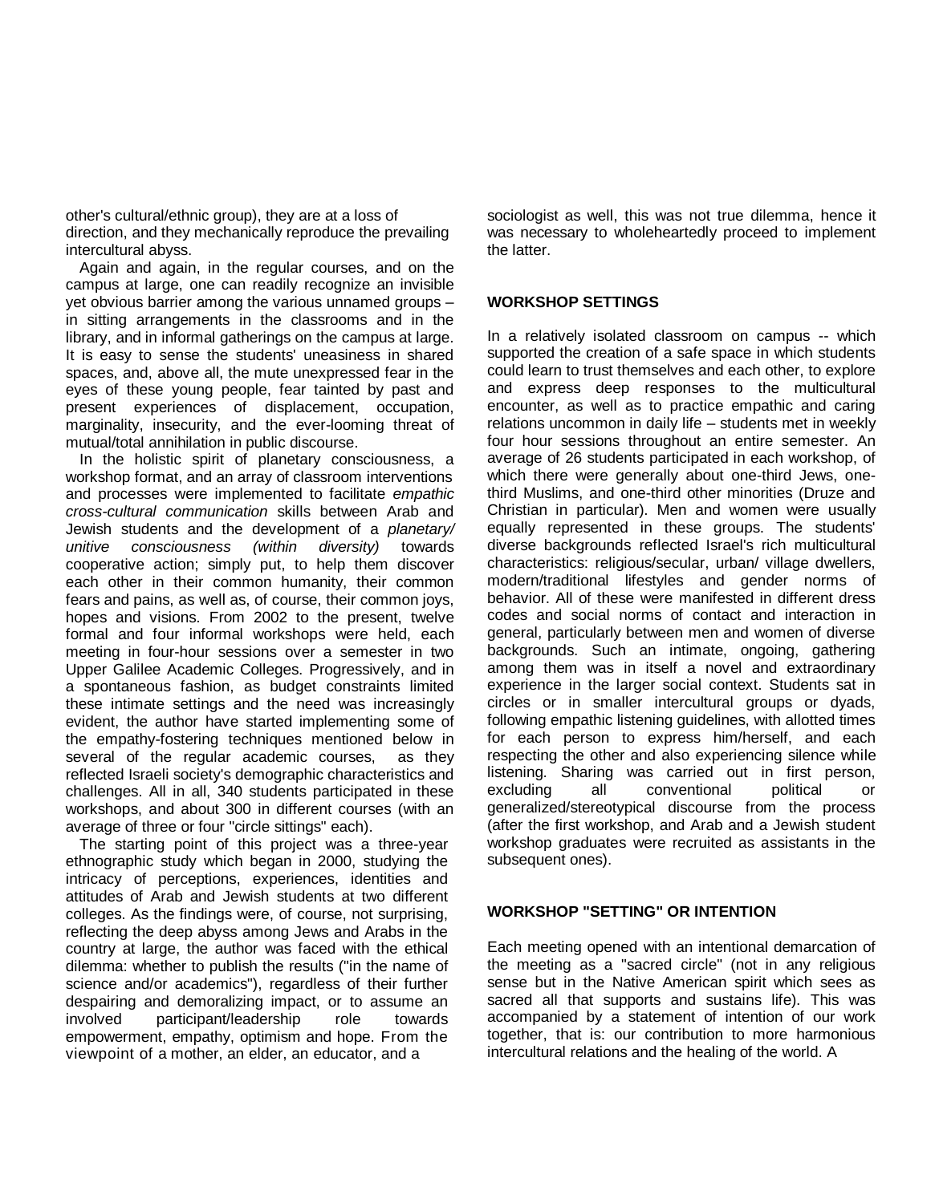other's cultural/ethnic group), they are at a loss of direction, and they mechanically reproduce the prevailing intercultural abyss.

Again and again, in the regular courses, and on the campus at large, one can readily recognize an invisible yet obvious barrier among the various unnamed groups – in sitting arrangements in the classrooms and in the library, and in informal gatherings on the campus at large. It is easy to sense the students' uneasiness in shared spaces, and, above all, the mute unexpressed fear in the eyes of these young people, fear tainted by past and present experiences of displacement, occupation, marginality, insecurity, and the ever-looming threat of mutual/total annihilation in public discourse.

In the holistic spirit of planetary consciousness, a workshop format, and an array of classroom interventions and processes were implemented to facilitate *empathic cross-cultural communication* skills between Arab and Jewish students and the development of a *planetary/ unitive consciousness (within diversity)* towards cooperative action; simply put, to help them discover each other in their common humanity, their common fears and pains, as well as, of course, their common joys, hopes and visions. From 2002 to the present, twelve formal and four informal workshops were held, each meeting in four-hour sessions over a semester in two Upper Galilee Academic Colleges. Progressively, and in a spontaneous fashion, as budget constraints limited these intimate settings and the need was increasingly evident, the author have started implementing some of the empathy-fostering techniques mentioned below in several of the regular academic courses, as they reflected Israeli society's demographic characteristics and challenges. All in all, 340 students participated in these workshops, and about 300 in different courses (with an average of three or four "circle sittings" each).

The starting point of this project was a three-year ethnographic study which began in 2000, studying the intricacy of perceptions, experiences, identities and attitudes of Arab and Jewish students at two different colleges. As the findings were, of course, not surprising, reflecting the deep abyss among Jews and Arabs in the country at large, the author was faced with the ethical dilemma: whether to publish the results ("in the name of science and/or academics"), regardless of their further despairing and demoralizing impact, or to assume an involved participant/leadership role towards empowerment, empathy, optimism and hope. From the viewpoint of a mother, an elder, an educator, and a sociologist as well, this was not true dilemma, hence it was necessary to wholeheartedly proceed to implement the latter.

## WORKSHOP SETTINGS

In a relatively isolated classroom on campus -- which supported the creation of a safe space in which students could learn to trust themselves and each other, to explore and express deep responses to the multicultural encounter, as well as to practice empathic and caring relations uncommon in daily life – students met in weekly four hour sessions throughout an entire semester. An average of 26 students participated in each workshop, of which there were generally about one-third Jews, one-third Muslims, and one-third other minorities (Druze and Christian in particular). Men and women were usually equally represented in these groups. The students' diverse backgrounds reflected Israel's rich multicultural characteristics: religious/secular, urban/ village dwellers, modern/traditional lifestyles and gender norms of behavior. All of these were manifested in different dress codes and social norms of contact and interaction in general, particularly between men and women of diverse backgrounds. Such an intimate, ongoing, gathering among them was in itself a novel and extraordinary experience in the larger social context. Students sat in circles or in smaller intercultural groups or dyads, following empathic listening guidelines, with allotted times for each person to express him/herself, and each respecting the other and also experiencing silence while listening. Sharing was carried out in first person, excluding all conventional political or generalized/stereotypical discourse from the process (after the first workshop, and Arab and a Jewish student workshop graduates were recruited as assistants in the subsequent ones).

## WORKSHOP "SETTING" OR INTENTION

Each meeting opened with an intentional demarcation of the meeting as a "sacred circle" (not in any religious sense but in the Native American spirit which sees as sacred all that supports and sustains life). This was accompanied by a statement of intention of our work together, that is: our contribution to more harmonious intercultural relations and the healing of the world. A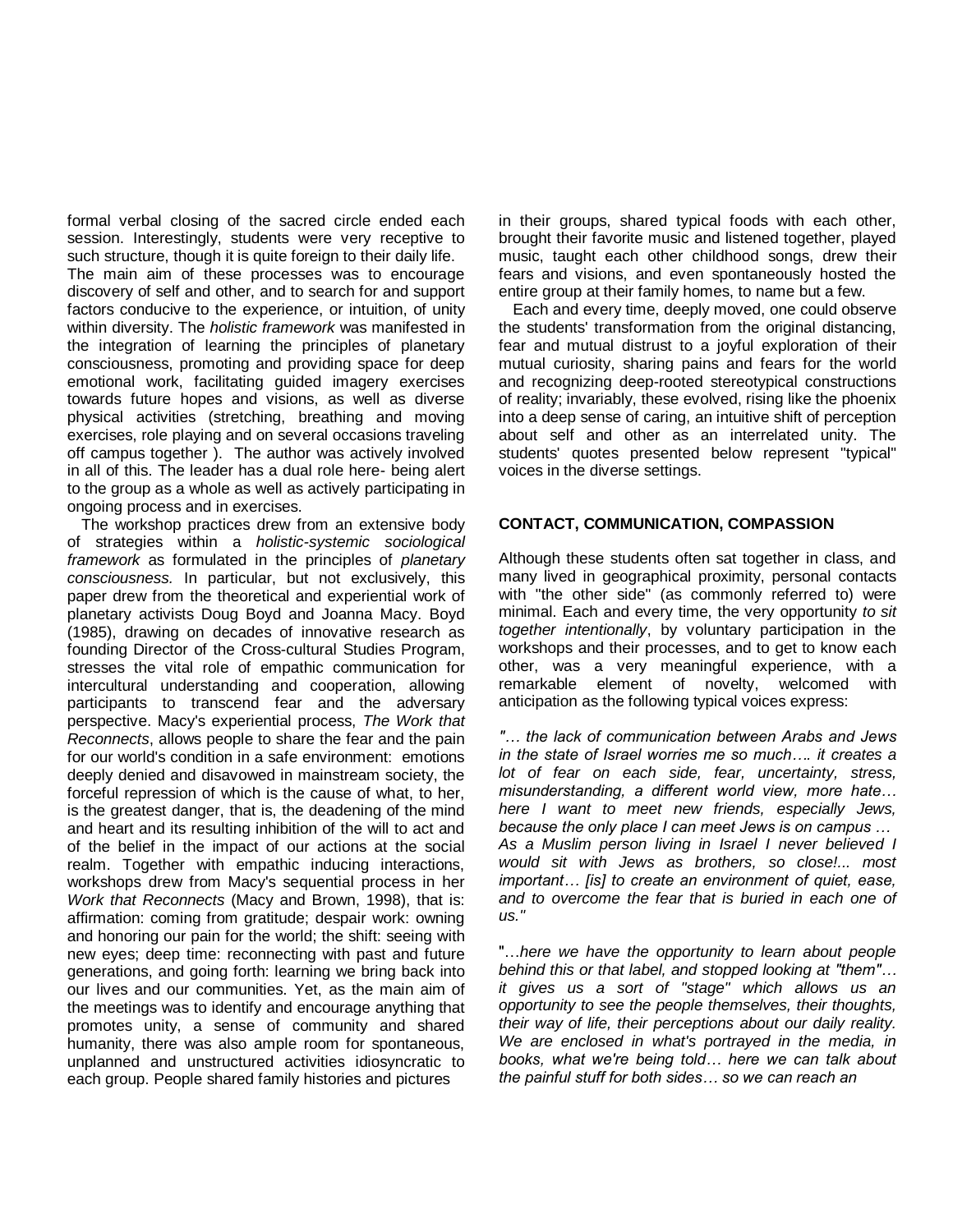formal verbal closing of the sacred circle ended each session. Interestingly, students were very receptive to such structure, though it is quite foreign to their daily life.

The main aim of these processes was to encourage discovery of self and other, and to search for and support factors conducive to the experience, or intuition, of unity within diversity. The *holistic framework* was manifested in the integration of learning the principles of planetary consciousness, promoting and providing space for deep emotional work, facilitating guided imagery exercises towards future hopes and visions, as well as diverse physical activities (stretching, breathing and moving exercises, role playing and on several occasions traveling off campus together ). The author was actively involved in all of this. The leader has a dual role here- being alert to the group as a whole as well as actively participating in ongoing process and in exercises.

The workshop practices drew from an extensive body of strategies within a *holistic-systemic sociological framework* as formulated in the principles of *planetary consciousness.* In particular, but not exclusively, this paper drew from the theoretical and experiential work of planetary activists Doug Boyd and Joanna Macy. Boyd (1985), drawing on decades of innovative research as founding Director of the Cross-cultural Studies Program, stresses the vital role of empathic communication for intercultural understanding and cooperation, allowing participants to transcend fear and the adversary perspective. Macy's experiential process, *The Work that Reconnects*, allows people to share the fear and the pain for our world's condition in a safe environment: emotions deeply denied and disavowed in mainstream society, the forceful repression of which is the cause of what, to her, is the greatest danger, that is, the deadening of the mind and heart and its resulting inhibition of the will to act and of the belief in the impact of our actions at the social realm. Together with empathic inducing interactions, workshops drew from Macy's sequential process in her *Work that Reconnects* (Macy and Brown, 1998), that is: affirmation: coming from gratitude; despair work: owning and honoring our pain for the world; the shift: seeing with new eyes; deep time: reconnecting with past and future generations, and going forth: learning we bring back into our lives and our communities. Yet, as the main aim of the meetings was to identify and encourage anything that promotes unity, a sense of community and shared humanity, there was also ample room for spontaneous, unplanned and unstructured activities idiosyncratic to each group. People shared family histories and pictures in their groups, shared typical foods with each other, brought their favorite music and listened together, played music, taught each other childhood songs, drew their fears and visions, and even spontaneously hosted the entire group at their family homes, to name but a few.

Each and every time, deeply moved, one could observe the students' transformation from the original distancing, fear and mutual distrust to a joyful exploration of their mutual curiosity, sharing pains and fears for the world and recognizing deep-rooted stereotypical constructions of reality; invariably, these evolved, rising like the phoenix into a deep sense of caring, an intuitive shift of perception about self and other as an interrelated unity. The students' quotes presented below represent "typical" voices in the diverse settings.

## CONTACT, COMMUNICATION, COMPASSION

Although these students often sat together in class, and many lived in geographical proximity, personal contacts with "the other side" (as commonly referred to) were minimal. Each and every time, the very opportunity *to sit together intentionally*, by voluntary participation in the workshops and their processes, and to get to know each other, was a very meaningful experience, with a remarkable element of novelty, welcomed with anticipation as the following typical voices express:

*"… the lack of communication between Arabs and Jews in the state of Israel worries me so much…. it creates a lot of fear on each side, fear, uncertainty, stress, misunderstanding, a different world view, more hate… here I want to meet new friends, especially Jews, because the only place I can meet Jews is on campus … As a Muslim person living in Israel I never believed I would sit with Jews as brothers, so close!... most important… [is] to create an environment of quiet, ease, and to overcome the fear that is buried in each one of us."*

"*…here we have the opportunity to learn about people behind this or that label, and stopped looking at "them"… it gives us a sort of "stage" which allows us an opportunity to see the people themselves, their thoughts, their way of life, their perceptions about our daily reality. We are enclosed in what's portrayed in the media, in books, what we're being told… here we can talk about the painful stuff for both sides… so we can reach an*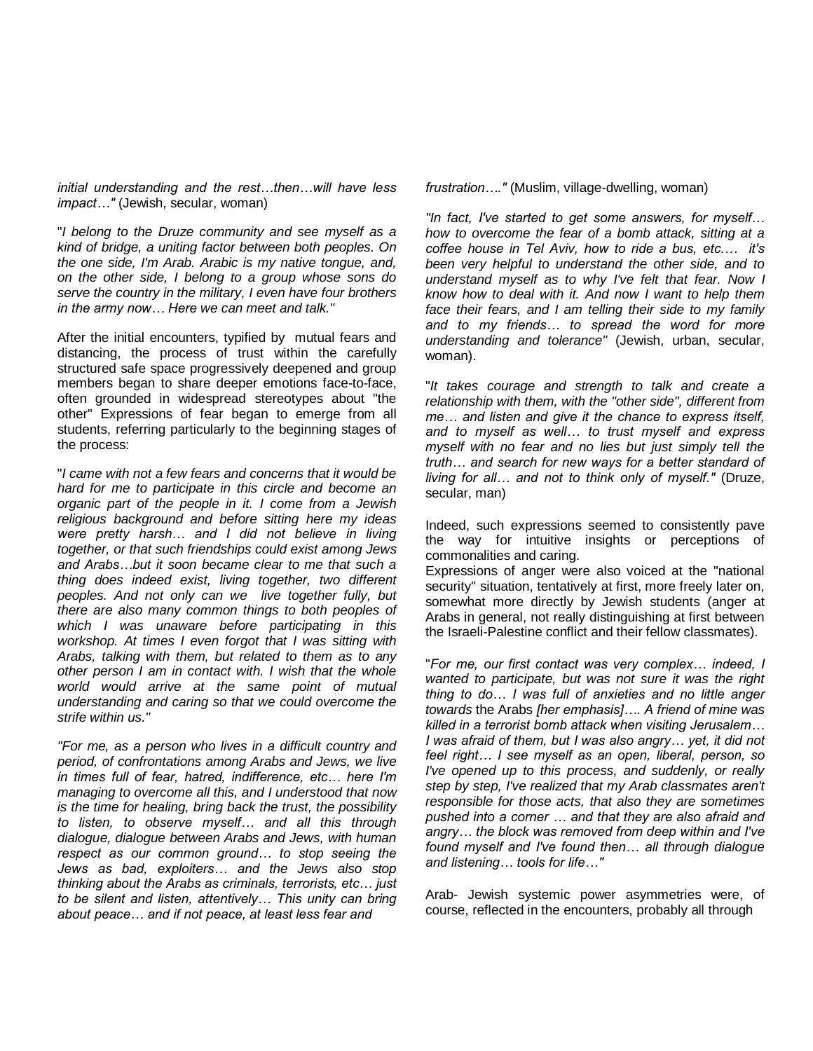*initial understanding and the rest…then…will have less impact…"* (Jewish, secular, woman)

"*I belong to the Druze community and see myself as a kind of bridge, a uniting factor between both peoples. On the one side, I'm Arab. Arabic is my native tongue, and, on the other side, I belong to a group whose sons do serve the country in the military, I even have four brothers in the army now… Here we can meet and talk."*

After the initial encounters, typified by mutual fears and distancing, the process of trust within the carefully structured safe space progressively deepened and group members began to share deeper emotions face-to-face, often grounded in widespread stereotypes about "the other" Expressions of fear began to emerge from all students, referring particularly to the beginning stages of the process:

"*I came with not a few fears and concerns that it would be hard for me to participate in this circle and become an organic part of the people in it. I come from a Jewish religious background and before sitting here my ideas were pretty harsh… and I did not believe in living together, or that such friendships could exist among Jews and Arabs…but it soon became clear to me that such a thing does indeed exist, living together, two different peoples. And not only can we live together fully, but there are also many common things to both peoples of which I was unaware before participating in this workshop. At times I even forgot that I was sitting with Arabs, talking with them, but related to them as to any other person I am in contact with. I wish that the whole world would arrive at the same point of mutual understanding and caring so that we could overcome the strife within us."*

*"For me, as a person who lives in a difficult country and period, of confrontations among Arabs and Jews, we live in times full of fear, hatred, indifference, etc… here I'm managing to overcome all this, and I understood that now is the time for healing, bring back the trust, the possibility to listen, to observe myself… and all this through dialogue, dialogue between Arabs and Jews, with human respect as our common ground… to stop seeing the Jews as bad, exploiters… and the Jews also stop thinking about the Arabs as criminals, terrorists, etc… just to be silent and listen, attentively… This unity can bring about peace… and if not peace, at least less fear and frustration…."* (Muslim, village-dwelling, woman)

*"In fact, I've started to get some answers, for myself… how to overcome the fear of a bomb attack, sitting at a coffee house in Tel Aviv, how to ride a bus, etc.… it's been very helpful to understand the other side, and to understand myself as to why I've felt that fear. Now I know how to deal with it. And now I want to help them face their fears, and I am telling their side to my family and to my friends… to spread the word for more understanding and tolerance"* (Jewish, urban, secular, woman).

"*It takes courage and strength to talk and create a relationship with them, with the "other side", different from me… and listen and give it the chance to express itself, and to myself as well… to trust myself and express myself with no fear and no lies but just simply tell the truth… and search for new ways for a better standard of living for all… and not to think only of myself."* (Druze, secular, man)

Indeed, such expressions seemed to consistently pave the way for intuitive insights or perceptions of commonalities and caring.

Expressions of anger were also voiced at the "national security" situation, tentatively at first, more freely later on, somewhat more directly by Jewish students (anger at Arabs in general, not really distinguishing at first between the Israeli-Palestine conflict and their fellow classmates).

"*For me, our first contact was very complex… indeed, I wanted to participate, but was not sure it was the right thing to do… I was full of anxieties and no little anger towards* the Arabs *[her emphasis]…. A friend of mine was killed in a terrorist bomb attack when visiting Jerusalem… I was afraid of them, but I was also angry… yet, it did not feel right… I see myself as an open, liberal, person, so I've opened up to this process, and suddenly, or really step by step, I've realized that my Arab classmates aren't responsible for those acts, that also they are sometimes pushed into a corner … and that they are also afraid and angry… the block was removed from deep within and I've found myself and I've found then… all through dialogue and listening… tools for life…"*

Arab- Jewish systemic power asymmetries were, of course, reflected in the encounters, probably all through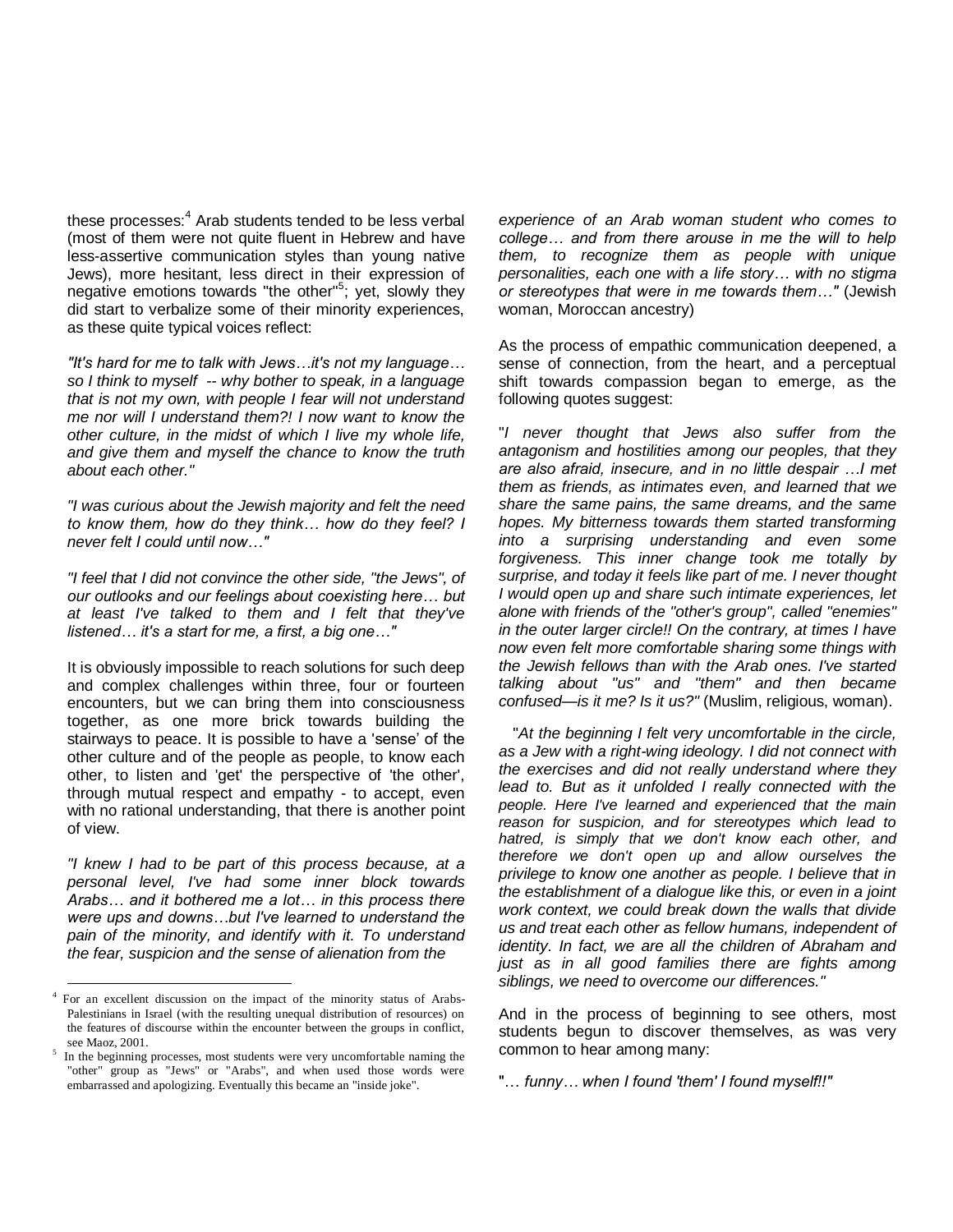these processes:[4] Arab students tended to be less verbal (most of them were not quite fluent in Hebrew and have less-assertive communication styles than young native Jews), more hesitant, less direct in their expression of negative emotions towards "the other"[5]; yet, slowly they did start to verbalize some of their minority experiences, as these quite typical voices reflect:

*"It's hard for me to talk with Jews…it's not my language… so I think to myself -- why bother to speak, in a language that is not my own, with people I fear will not understand me nor will I understand them?! I now want to know the other culture, in the midst of which I live my whole life, and give them and myself the chance to know the truth about each other."*

*"I was curious about the Jewish majority and felt the need to know them, how do they think… how do they feel? I never felt I could until now…"*

*"I feel that I did not convince the other side, "the Jews", of our outlooks and our feelings about coexisting here… but at least I've talked to them and I felt that they've listened… it's a start for me, a first, a big one…"*

It is obviously impossible to reach solutions for such deep and complex challenges within three, four or fourteen encounters, but we can bring them into consciousness together, as one more brick towards building the stairways to peace. It is possible to have a 'sense' of the other culture and of the people as people, to know each other, to listen and 'get' the perspective of 'the other', through mutual respect and empathy - to accept, even with no rational understanding, that there is another point of view.

*"I knew I had to be part of this process because, at a personal level, I've had some inner block towards Arabs… and it bothered me a lot… in this process there were ups and downs…but I've learned to understand the pain of the minority, and identify with it. To understand the fear, suspicion and the sense of alienation from the experience of an Arab woman student who comes to college… and from there arouse in me the will to help them, to recognize them as people with unique personalities, each one with a life story… with no stigma or stereotypes that were in me towards them…"* (Jewish woman, Moroccan ancestry)

As the process of empathic communication deepened, a sense of connection, from the heart, and a perceptual shift towards compassion began to emerge, as the following quotes suggest:

"*I never thought that Jews also suffer from the antagonism and hostilities among our peoples, that they are also afraid, insecure, and in no little despair …I met them as friends, as intimates even, and learned that we share the same pains, the same dreams, and the same hopes. My bitterness towards them started transforming into a surprising understanding and even some forgiveness. This inner change took me totally by surprise, and today it feels like part of me. I never thought I would open up and share such intimate experiences, let alone with friends of the "other's group", called "enemies" in the outer larger circle!! On the contrary, at times I have now even felt more comfortable sharing some things with the Jewish fellows than with the Arab ones. I've started talking about "us" and "them" and then became confused—is it me? Is it us?"* (Muslim, religious, woman).

"*At the beginning I felt very uncomfortable in the circle, as a Jew with a right-wing ideology. I did not connect with the exercises and did not really understand where they lead to. But as it unfolded I really connected with the people. Here I've learned and experienced that the main reason for suspicion, and for stereotypes which lead to hatred, is simply that we don't know each other, and therefore we don't open up and allow ourselves the privilege to know one another as people. I believe that in the establishment of a dialogue like this, or even in a joint work context, we could break down the walls that divide us and treat each other as fellow humans, independent of identity. In fact, we are all the children of Abraham and just as in all good families there are fights among siblings, we need to overcome our differences."*

And in the process of beginning to see others, most students begun to discover themselves, as was very common to hear among many:

"*… funny… when I found 'them' I found myself!!"*

---

[4] For an excellent discussion on the impact of the minority status of Arabs-Palestinians in Israel (with the resulting unequal distribution of resources) on the features of discourse within the encounter between the groups in conflict, see Maoz, 2001.

[5] In the beginning processes, most students were very uncomfortable naming the "other" group as "Jews" or "Arabs", and when used those words were embarrassed and apologizing. Eventually this became an "inside joke".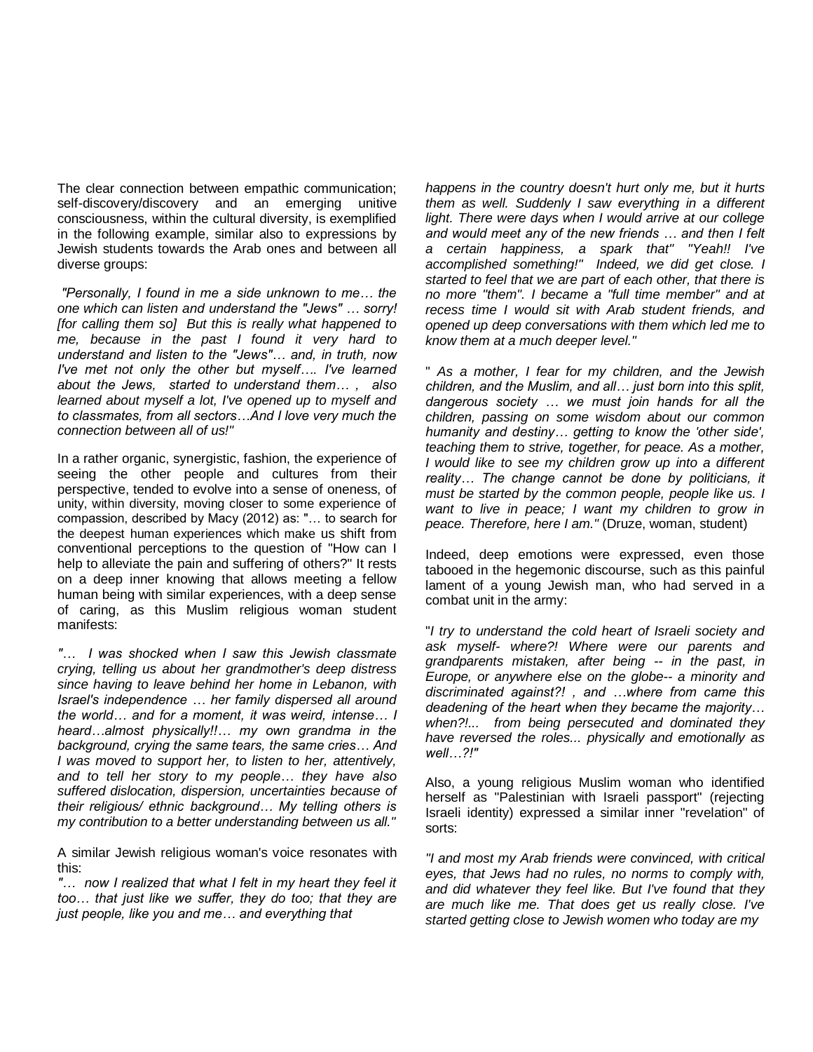The clear connection between empathic communication; self-discovery/discovery and an emerging unitive consciousness, within the cultural diversity, is exemplified in the following example, similar also to expressions by Jewish students towards the Arab ones and between all diverse groups:

*"Personally, I found in me a side unknown to me… the one which can listen and understand the "Jews" … sorry! [for calling them so] But this is really what happened to me, because in the past I found it very hard to understand and listen to the "Jews"… and, in truth, now I've met not only the other but myself…. I've learned about the Jews, started to understand them… , also learned about myself a lot, I've opened up to myself and to classmates, from all sectors…And I love very much the connection between all of us!"*

In a rather organic, synergistic, fashion, the experience of seeing the other people and cultures from their perspective, tended to evolve into a sense of oneness, of unity, within diversity, moving closer to some experience of compassion, described by Macy (2012) as: "… to search for the deepest human experiences which make us shift from conventional perceptions to the question of "How can I help to alleviate the pain and suffering of others?" It rests on a deep inner knowing that allows meeting a fellow human being with similar experiences, with a deep sense of caring, as this Muslim religious woman student manifests:

*"… I was shocked when I saw this Jewish classmate crying, telling us about her grandmother's deep distress since having to leave behind her home in Lebanon, with Israel's independence … her family dispersed all around the world… and for a moment, it was weird, intense… I heard…almost physically!!… my own grandma in the background, crying the same tears, the same cries… And I was moved to support her, to listen to her, attentively, and to tell her story to my people… they have also suffered dislocation, dispersion, uncertainties because of their religious/ ethnic background… My telling others is my contribution to a better understanding between us all."*

A similar Jewish religious woman's voice resonates with this:

*"… now I realized that what I felt in my heart they feel it too… that just like we suffer, they do too; that they are just people, like you and me… and everything that happens in the country doesn't hurt only me, but it hurts them as well. Suddenly I saw everything in a different light. There were days when I would arrive at our college and would meet any of the new friends … and then I felt a certain happiness, a spark that" "Yeah!! I've accomplished something!" Indeed, we did get close. I started to feel that we are part of each other, that there is no more "them". I became a "full time member" and at recess time I would sit with Arab student friends, and opened up deep conversations with them which led me to know them at a much deeper level."*

" *As a mother, I fear for my children, and the Jewish children, and the Muslim, and all… just born into this split, dangerous society … we must join hands for all the children, passing on some wisdom about our common humanity and destiny… getting to know the 'other side', teaching them to strive, together, for peace. As a mother, I would like to see my children grow up into a different reality… The change cannot be done by politicians, it must be started by the common people, people like us. I want to live in peace; I want my children to grow in peace. Therefore, here I am."* (Druze, woman, student)

Indeed, deep emotions were expressed, even those tabooed in the hegemonic discourse, such as this painful lament of a young Jewish man, who had served in a combat unit in the army:

"*I try to understand the cold heart of Israeli society and ask myself- where?! Where were our parents and grandparents mistaken, after being -- in the past, in Europe, or anywhere else on the globe-- a minority and discriminated against?! , and …where from came this deadening of the heart when they became the majority… when?!... from being persecuted and dominated they have reversed the roles... physically and emotionally as well…?!"*

Also, a young religious Muslim woman who identified herself as "Palestinian with Israeli passport" (rejecting Israeli identity) expressed a similar inner "revelation" of sorts:

*"I and most my Arab friends were convinced, with critical eyes, that Jews had no rules, no norms to comply with, and did whatever they feel like. But I've found that they are much like me. That does get us really close. I've started getting close to Jewish women who today are my*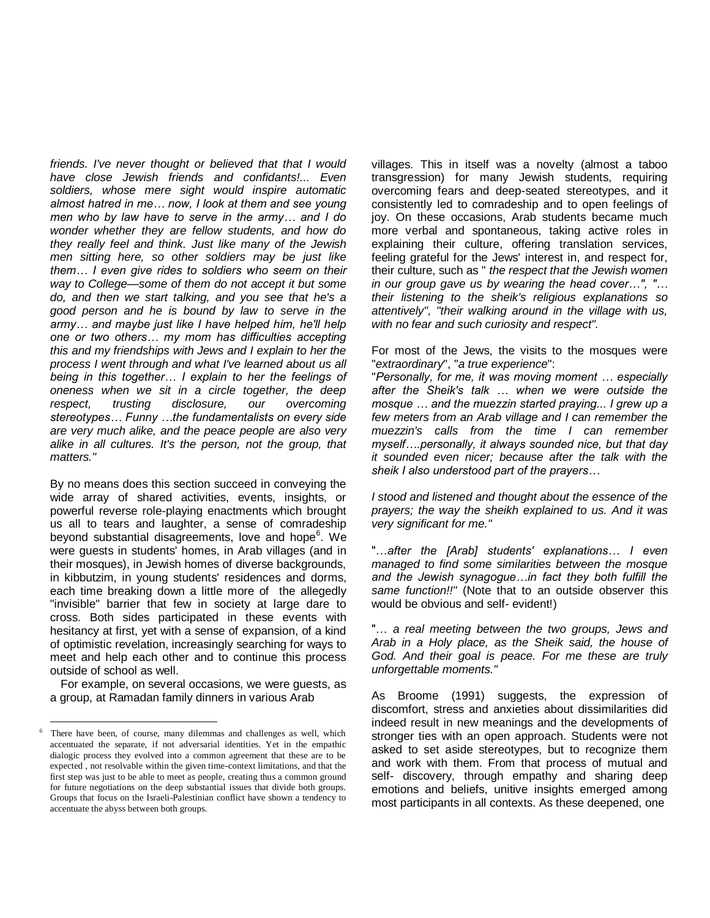*friends. I've never thought or believed that that I would have close Jewish friends and confidants!... Even soldiers, whose mere sight would inspire automatic almost hatred in me… now, I look at them and see young men who by law have to serve in the army… and I do wonder whether they are fellow students, and how do they really feel and think. Just like many of the Jewish men sitting here, so other soldiers may be just like them… I even give rides to soldiers who seem on their way to College—some of them do not accept it but some do, and then we start talking, and you see that he's a good person and he is bound by law to serve in the army… and maybe just like I have helped him, he'll help one or two others… my mom has difficulties accepting this and my friendships with Jews and I explain to her the process I went through and what I've learned about us all being in this together… I explain to her the feelings of oneness when we sit in a circle together, the deep respect, trusting disclosure, our overcoming stereotypes… Funny …the fundamentalists on every side are very much alike, and the peace people are also very alike in all cultures. It's the person, not the group, that matters."*

By no means does this section succeed in conveying the wide array of shared activities, events, insights, or powerful reverse role-playing enactments which brought us all to tears and laughter, a sense of comradeship beyond substantial disagreements, love and hope[6]. We were guests in students' homes, in Arab villages (and in their mosques), in Jewish homes of diverse backgrounds, in kibbutzim, in young students' residences and dorms, each time breaking down a little more of the allegedly "invisible" barrier that few in society at large dare to cross. Both sides participated in these events with hesitancy at first, yet with a sense of expansion, of a kind of optimistic revelation, increasingly searching for ways to meet and help each other and to continue this process outside of school as well.

For example, on several occasions, we were guests, as a group, at Ramadan family dinners in various Arab villages. This in itself was a novelty (almost a taboo transgression) for many Jewish students, requiring overcoming fears and deep-seated stereotypes, and it consistently led to comradeship and to open feelings of joy. On these occasions, Arab students became much more verbal and spontaneous, taking active roles in explaining their culture, offering translation services, feeling grateful for the Jews' interest in, and respect for, their culture, such as " *the respect that the Jewish women in our group gave us by wearing the head cover…", "… their listening to the sheik's religious explanations so attentively", "their walking around in the village with us, with no fear and such curiosity and respect".*

For most of the Jews, the visits to the mosques were "*extraordinary*", "*a true experience*":

"*Personally, for me, it was moving moment … especially after the Sheik's talk … when we were outside the mosque … and the muezzin started praying... I grew up a few meters from an Arab village and I can remember the muezzin's calls from the time I can remember myself….personally, it always sounded nice, but that day it sounded even nicer; because after the talk with the sheik I also understood part of the prayers…*

*I stood and listened and thought about the essence of the prayers; the way the sheikh explained to us. And it was very significant for me."*

"…*after the [Arab] students' explanations… I even managed to find some similarities between the mosque and the Jewish synagogue…in fact they both fulfill the same function!!"* (Note that to an outside observer this would be obvious and self- evident!)

"… *a real meeting between the two groups, Jews and Arab in a Holy place, as the Sheik said, the house of God. And their goal is peace. For me these are truly unforgettable moments."*

As Broome (1991) suggests, the expression of discomfort, stress and anxieties about dissimilarities did indeed result in new meanings and the developments of stronger ties with an open approach. Students were not asked to set aside stereotypes, but to recognize them and work with them. From that process of mutual and self- discovery, through empathy and sharing deep emotions and beliefs, unitive insights emerged among most participants in all contexts. As these deepened, one

---

[6] There have been, of course, many dilemmas and challenges as well, which accentuated the separate, if not adversarial identities. Yet in the empathic dialogic process they evolved into a common agreement that these are to be expected , not resolvable within the given time-context limitations, and that the first step was just to be able to meet as people, creating thus a common ground for future negotiations on the deep substantial issues that divide both groups. Groups that focus on the Israeli-Palestinian conflict have shown a tendency to accentuate the abyss between both groups.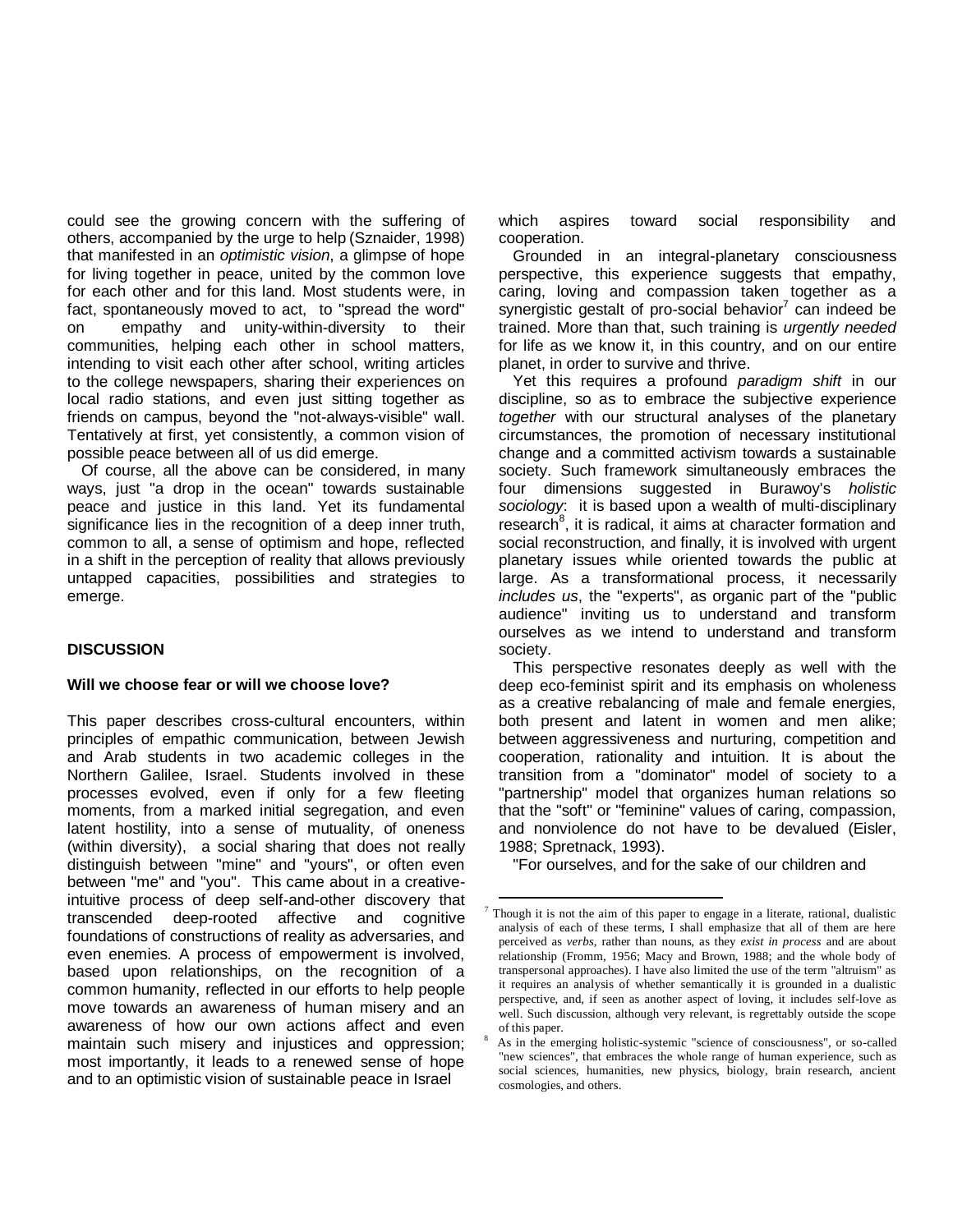could see the growing concern with the suffering of others, accompanied by the urge to help (Sznaider, 1998) that manifested in an *optimistic vision*, a glimpse of hope for living together in peace, united by the common love for each other and for this land. Most students were, in fact, spontaneously moved to act, to "spread the word" on empathy and unity-within-diversity to their communities, helping each other in school matters, intending to visit each other after school, writing articles to the college newspapers, sharing their experiences on local radio stations, and even just sitting together as friends on campus, beyond the "not-always-visible" wall. Tentatively at first, yet consistently, a common vision of possible peace between all of us did emerge.

Of course, all the above can be considered, in many ways, just "a drop in the ocean" towards sustainable peace and justice in this land. Yet its fundamental significance lies in the recognition of a deep inner truth, common to all, a sense of optimism and hope, reflected in a shift in the perception of reality that allows previously untapped capacities, possibilities and strategies to emerge.

## DISCUSSION

### Will we choose fear or will we choose love?

This paper describes cross-cultural encounters, within principles of empathic communication, between Jewish and Arab students in two academic colleges in the Northern Galilee, Israel. Students involved in these processes evolved, even if only for a few fleeting moments, from a marked initial segregation, and even latent hostility, into a sense of mutuality, of oneness (within diversity), a social sharing that does not really distinguish between "mine" and "yours", or often even between "me" and "you". This came about in a creative-intuitive process of deep self-and-other discovery that transcended deep-rooted affective and cognitive foundations of constructions of reality as adversaries, and even enemies. A process of empowerment is involved, based upon relationships, on the recognition of a common humanity, reflected in our efforts to help people move towards an awareness of human misery and an awareness of how our own actions affect and even maintain such misery and injustices and oppression; most importantly, it leads to a renewed sense of hope and to an optimistic vision of sustainable peace in Israel which aspires toward social responsibility and cooperation.

Grounded in an integral-planetary consciousness perspective, this experience suggests that empathy, caring, loving and compassion taken together as a synergistic gestalt of pro-social behavior[7] can indeed be trained. More than that, such training is *urgently needed* for life as we know it, in this country, and on our entire planet, in order to survive and thrive.

Yet this requires a profound *paradigm shift* in our discipline, so as to embrace the subjective experience *together* with our structural analyses of the planetary circumstances, the promotion of necessary institutional change and a committed activism towards a sustainable society. Such framework simultaneously embraces the four dimensions suggested in Burawoy's *holistic sociology*: it is based upon a wealth of multi-disciplinary research[8], it is radical, it aims at character formation and social reconstruction, and finally, it is involved with urgent planetary issues while oriented towards the public at large. As a transformational process, it necessarily *includes us*, the "experts", as organic part of the "public audience" inviting us to understand and transform ourselves as we intend to understand and transform society.

This perspective resonates deeply as well with the deep eco-feminist spirit and its emphasis on wholeness as a creative rebalancing of male and female energies, both present and latent in women and men alike; between aggressiveness and nurturing, competition and cooperation, rationality and intuition. It is about the transition from a "dominator" model of society to a "partnership" model that organizes human relations so that the "soft" or "feminine" values of caring, compassion, and nonviolence do not have to be devalued (Eisler, 1988; Spretnack, 1993).

"For ourselves, and for the sake of our children and

---

[7] Though it is not the aim of this paper to engage in a literate, rational, dualistic analysis of each of these terms, I shall emphasize that all of them are here perceived as *verbs*, rather than nouns, as they *exist in process* and are about relationship (Fromm, 1956; Macy and Brown, 1988; and the whole body of transpersonal approaches). I have also limited the use of the term "altruism" as it requires an analysis of whether semantically it is grounded in a dualistic perspective, and, if seen as another aspect of loving, it includes self-love as well. Such discussion, although very relevant, is regrettably outside the scope of this paper.

[8] As in the emerging holistic-systemic "science of consciousness", or so-called "new sciences", that embraces the whole range of human experience, such as social sciences, humanities, new physics, biology, brain research, ancient cosmologies, and others.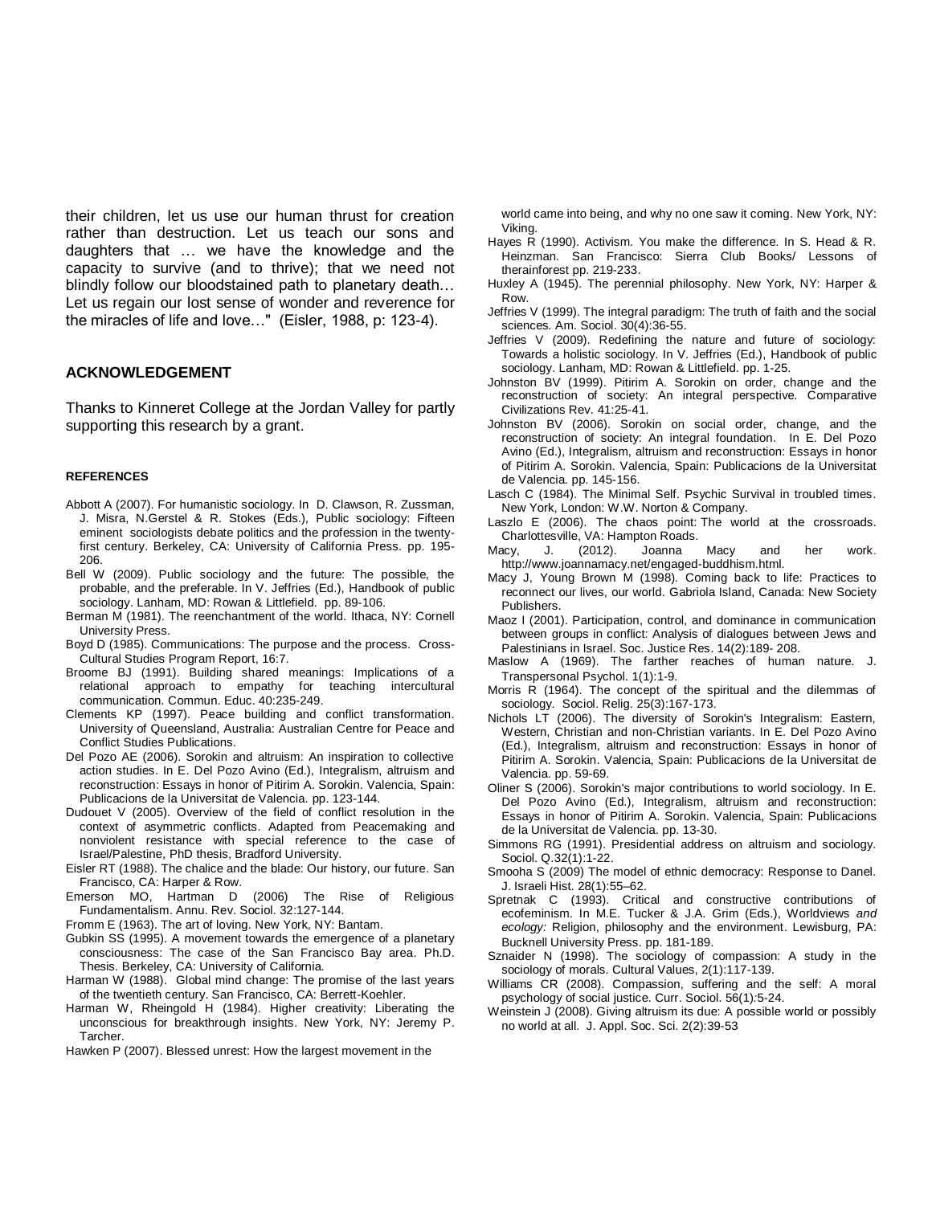their children, let us use our human thrust for creation rather than destruction. Let us teach our sons and daughters that … we have the knowledge and the capacity to survive (and to thrive); that we need not blindly follow our bloodstained path to planetary death… Let us regain our lost sense of wonder and reverence for the miracles of life and love…" (Eisler, 1988, p: 123-4).

## ACKNOWLEDGEMENT

Thanks to Kinneret College at the Jordan Valley for partly supporting this research by a grant.

### REFERENCES

Abbott A (2007). For humanistic sociology. In D. Clawson, R. Zussman, J. Misra, N.Gerstel & R. Stokes (Eds.), Public sociology: Fifteen eminent sociologists debate politics and the profession in the twenty-first century. Berkeley, CA: University of California Press. pp. 195-206.

Bell W (2009). Public sociology and the future: The possible, the probable, and the preferable. In V. Jeffries (Ed.), Handbook of public sociology. Lanham, MD: Rowan & Littlefield. pp. 89-106.

Berman M (1981). The reenchantment of the world. Ithaca, NY: Cornell University Press.

Boyd D (1985). Communications: The purpose and the process. Cross-Cultural Studies Program Report, 16:7.

Broome BJ (1991). Building shared meanings: Implications of a relational approach to empathy for teaching intercultural communication. Commun. Educ. 40:235-249.

Clements KP (1997). Peace building and conflict transformation. University of Queensland, Australia: Australian Centre for Peace and Conflict Studies Publications.

Del Pozo AE (2006). Sorokin and altruism: An inspiration to collective action studies. In E. Del Pozo Avino (Ed.), Integralism, altruism and reconstruction: Essays in honor of Pitirim A. Sorokin. Valencia, Spain: Publicacions de la Universitat de Valencia. pp. 123-144.

Dudouet V (2005). Overview of the field of conflict resolution in the context of asymmetric conflicts. Adapted from Peacemaking and nonviolent resistance with special reference to the case of Israel/Palestine, PhD thesis, Bradford University.

Eisler RT (1988). The chalice and the blade: Our history, our future. San Francisco, CA: Harper & Row.

Emerson MO, Hartman D (2006) The Rise of Religious Fundamentalism. Annu. Rev. Sociol. 32:127-144.

Fromm E (1963). The art of loving. New York, NY: Bantam.

Gubkin SS (1995). A movement towards the emergence of a planetary consciousness: The case of the San Francisco Bay area. Ph.D. Thesis. Berkeley, CA: University of California.

Harman W (1988). Global mind change: The promise of the last years of the twentieth century. San Francisco, CA: Berrett-Koehler.

Harman W, Rheingold H (1984). Higher creativity: Liberating the unconscious for breakthrough insights. New York, NY: Jeremy P. Tarcher.

Hawken P (2007). Blessed unrest: How the largest movement in the world came into being, and why no one saw it coming. New York, NY: Viking.

Hayes R (1990). Activism. You make the difference. In S. Head & R. Heinzman. San Francisco: Sierra Club Books/ Lessons of therainforest pp. 219-233.

Huxley A (1945). The perennial philosophy. New York, NY: Harper & Row.

Jeffries V (1999). The integral paradigm: The truth of faith and the social sciences. Am. Sociol. 30(4):36-55.

Jeffries V (2009). Redefining the nature and future of sociology: Towards a holistic sociology. In V. Jeffries (Ed.), Handbook of public sociology. Lanham, MD: Rowan & Littlefield. pp. 1-25.

Johnston BV (1999). Pitirim A. Sorokin on order, change and the reconstruction of society: An integral perspective. Comparative Civilizations Rev. 41:25-41.

Johnston BV (2006). Sorokin on social order, change, and the reconstruction of society: An integral foundation. In E. Del Pozo Avino (Ed.), Integralism, altruism and reconstruction: Essays in honor of Pitirim A. Sorokin. Valencia, Spain: Publicacions de la Universitat de Valencia. pp. 145-156.

Lasch C (1984). The Minimal Self. Psychic Survival in troubled times. New York, London: W.W. Norton & Company.

Laszlo E (2006). The chaos point: The world at the crossroads. Charlottesville, VA: Hampton Roads.

Macy, J. (2012). Joanna Macy and her work. http://www.joannamacy.net/engaged-buddhism.html.

Macy J, Young Brown M (1998). Coming back to life: Practices to reconnect our lives, our world. Gabriola Island, Canada: New Society Publishers.

Maoz I (2001). Participation, control, and dominance in communication between groups in conflict: Analysis of dialogues between Jews and Palestinians in Israel. Soc. Justice Res. 14(2):189- 208.

Maslow A (1969). The farther reaches of human nature. J. Transpersonal Psychol. 1(1):1-9.

Morris R (1964). The concept of the spiritual and the dilemmas of sociology. Sociol. Relig. 25(3):167-173.

Nichols LT (2006). The diversity of Sorokin's Integralism: Eastern, Western, Christian and non-Christian variants. In E. Del Pozo Avino (Ed.), Integralism, altruism and reconstruction: Essays in honor of Pitirim A. Sorokin. Valencia, Spain: Publicacions de la Universitat de Valencia. pp. 59-69.

Oliner S (2006). Sorokin's major contributions to world sociology. In E. Del Pozo Avino (Ed.), Integralism, altruism and reconstruction: Essays in honor of Pitirim A. Sorokin. Valencia, Spain: Publicacions de la Universitat de Valencia. pp. 13-30.

Simmons RG (1991). Presidential address on altruism and sociology. Sociol. Q.32(1):1-22.

Smooha S (2009) The model of ethnic democracy: Response to Danel. J. Israeli Hist. 28(1):55–62.

Spretnak C (1993). Critical and constructive contributions of ecofeminism. In M.E. Tucker & J.A. Grim (Eds.), Worldviews *and ecology:* Religion, philosophy and the environment. Lewisburg, PA: Bucknell University Press. pp. 181-189.

Sznaider N (1998). The sociology of compassion: A study in the sociology of morals. Cultural Values, 2(1):117-139.

Williams CR (2008). Compassion, suffering and the self: A moral psychology of social justice. Curr. Sociol. 56(1):5-24.

Weinstein J (2008). Giving altruism its due: A possible world or possibly no world at all. J. Appl. Soc. Sci. 2(2):39-53